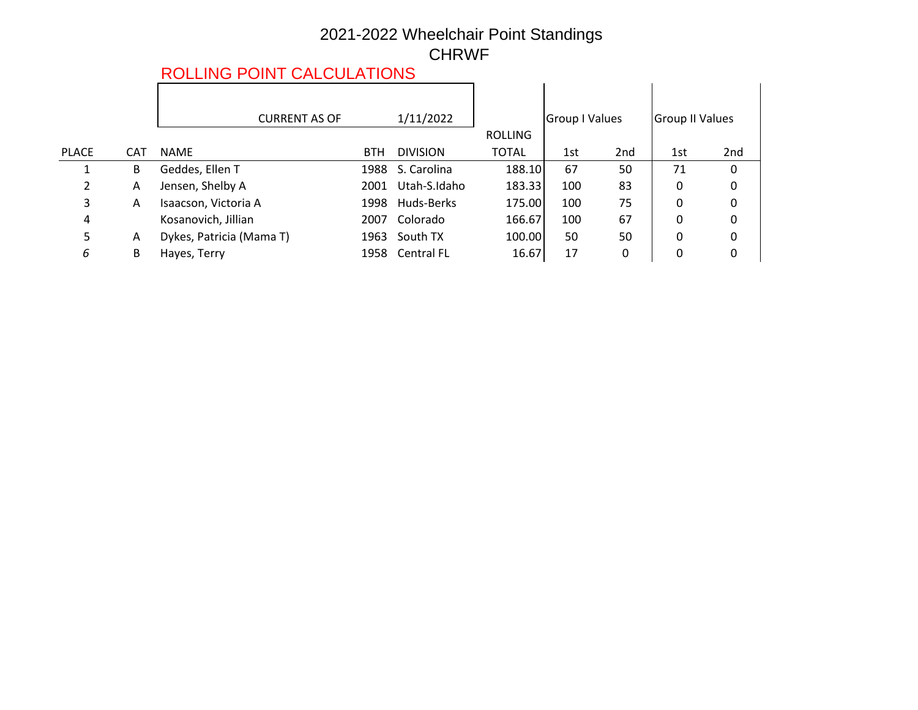# 2021-2022 Wheelchair Point Standings

## CHRWF

ROLLING POINT CALCULATIONS

CURRENT AS OF 1/11/2022

| PLACE | CAT | NAME | BTH | DIVISION | ROLLING TOTAL | Group I Values | | Group II Values | |
|---|---|---|---|---|---|---|---|---|---|
| | | | | | | 1st | 2nd | 1st | 2nd |
| 1 | B | Geddes, Ellen T | 1988 | S. Carolina | 188.10 | 67 | 50 | 71 | 0 |
| 2 | A | Jensen, Shelby A | 2001 | Utah-S.Idaho | 183.33 | 100 | 83 | 0 | 0 |
| 3 | A | Isaacson, Victoria A | 1998 | Huds-Berks | 175.00 | 100 | 75 | 0 | 0 |
| 4 | | Kosanovich, Jillian | 2007 | Colorado | 166.67 | 100 | 67 | 0 | 0 |
| 5 | A | Dykes, Patricia (Mama T) | 1963 | South TX | 100.00 | 50 | 50 | 0 | 0 |
| *6* | B | Hayes, Terry | 1958 | Central FL | 16.67 | 17 | 0 | 0 | 0 |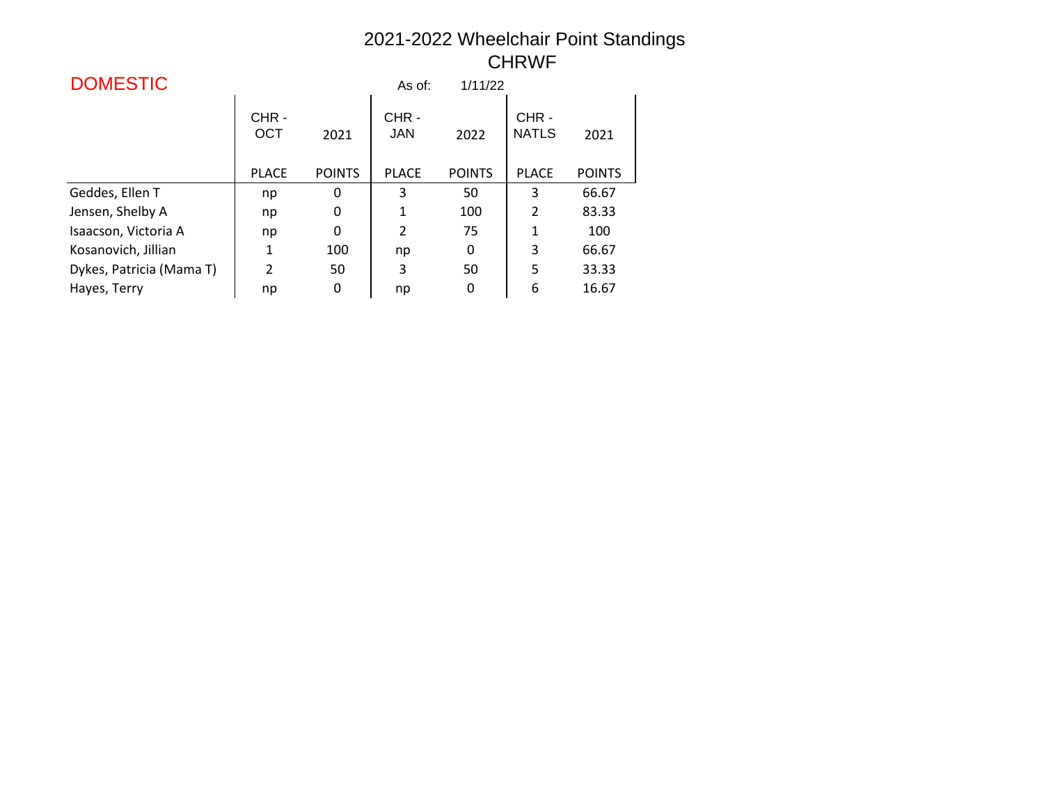# 2021-2022 Wheelchair Point Standings

## CHRWF

DOMESTIC

As of: 1/11/22

| | CHR - OCT | 2021 | CHR - JAN | 2022 | CHR - NATLS | 2021 |
|---|---|---|---|---|---|---|
| | PLACE | POINTS | PLACE | POINTS | PLACE | POINTS |
| Geddes, Ellen T | np | 0 | 3 | 50 | 3 | 66.67 |
| Jensen, Shelby A | np | 0 | 1 | 100 | 2 | 83.33 |
| Isaacson, Victoria A | np | 0 | 2 | 75 | 1 | 100 |
| Kosanovich, Jillian | 1 | 100 | np | 0 | 3 | 66.67 |
| Dykes, Patricia (Mama T) | 2 | 50 | 3 | 50 | 5 | 33.33 |
| Hayes, Terry | np | 0 | np | 0 | 6 | 16.67 |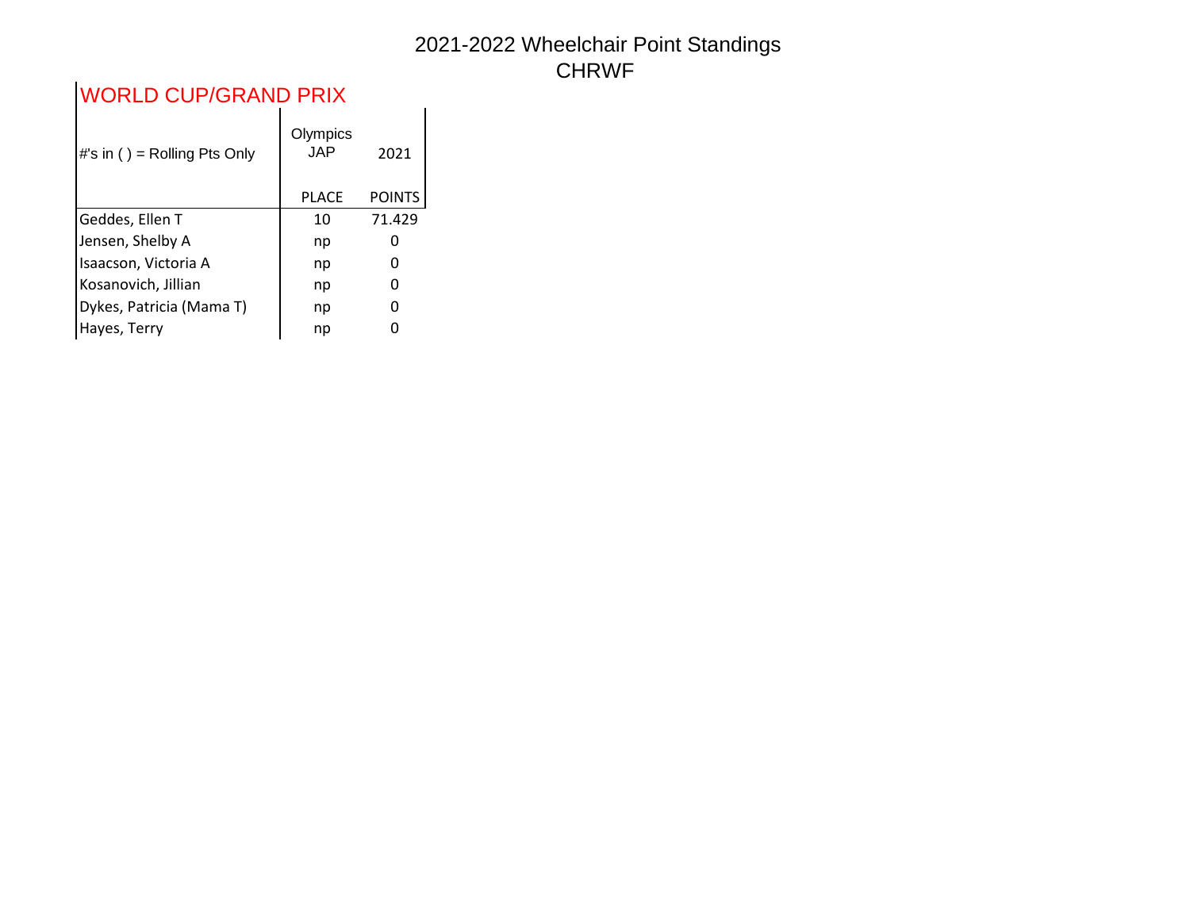# 2021-2022 Wheelchair Point Standings
## CHRWF

### WORLD CUP/GRAND PRIX

| #'s in ( ) = Rolling Pts Only | Olympics JAP PLACE | 2021 POINTS |
|---|---|---|
| Geddes, Ellen T | 10 | 71.429 |
| Jensen, Shelby A | np | 0 |
| Isaacson, Victoria A | np | 0 |
| Kosanovich, Jillian | np | 0 |
| Dykes, Patricia (Mama T) | np | 0 |
| Hayes, Terry | np | 0 |